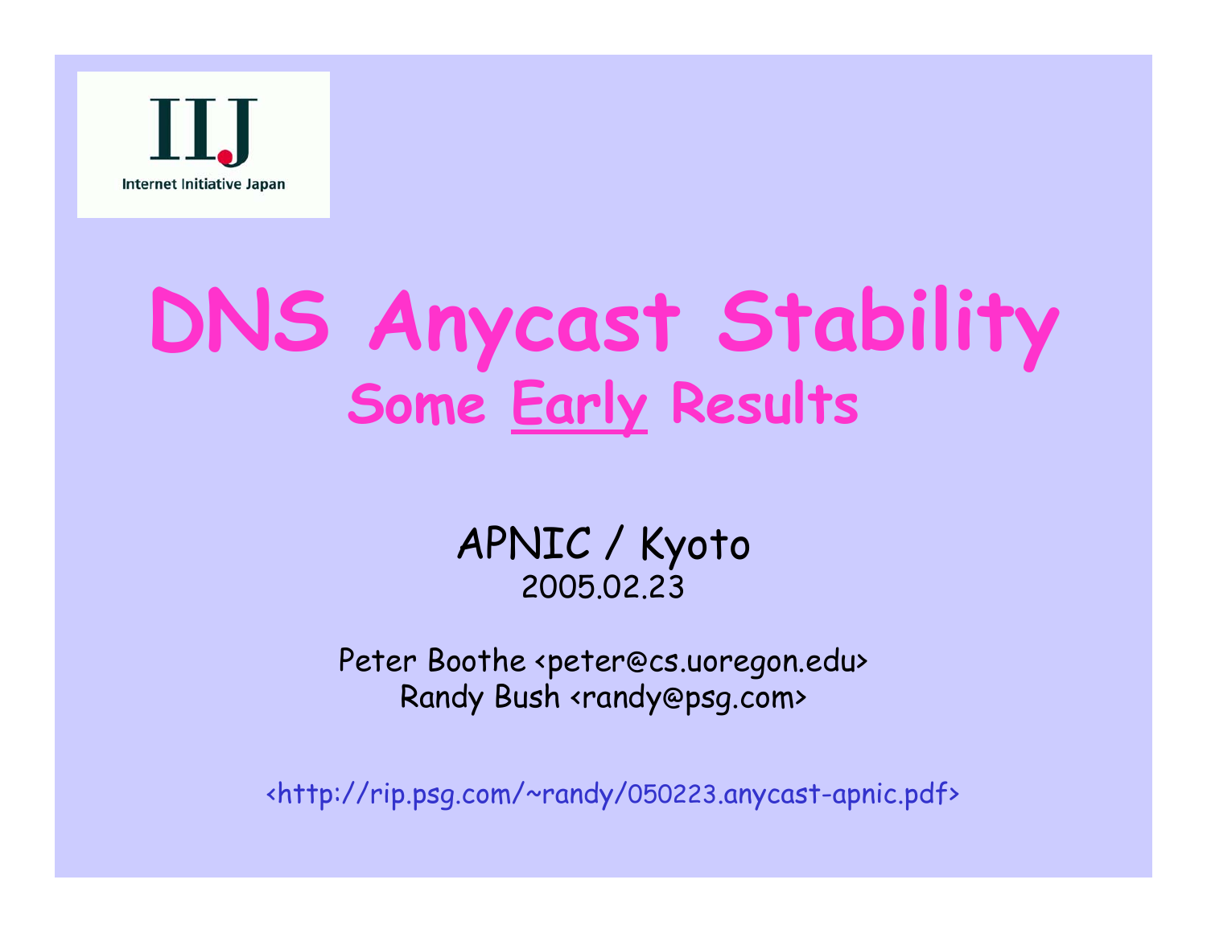IIJ
Internet Initiative Japan

# DNS Anycast Stability

## Some Early Results

APNIC / Kyoto
2005.02.23

Peter Boothe <peter@cs.uoregon.edu>
Randy Bush <randy@psg.com>

<http://rip.psg.com/~randy/050223.anycast-apnic.pdf>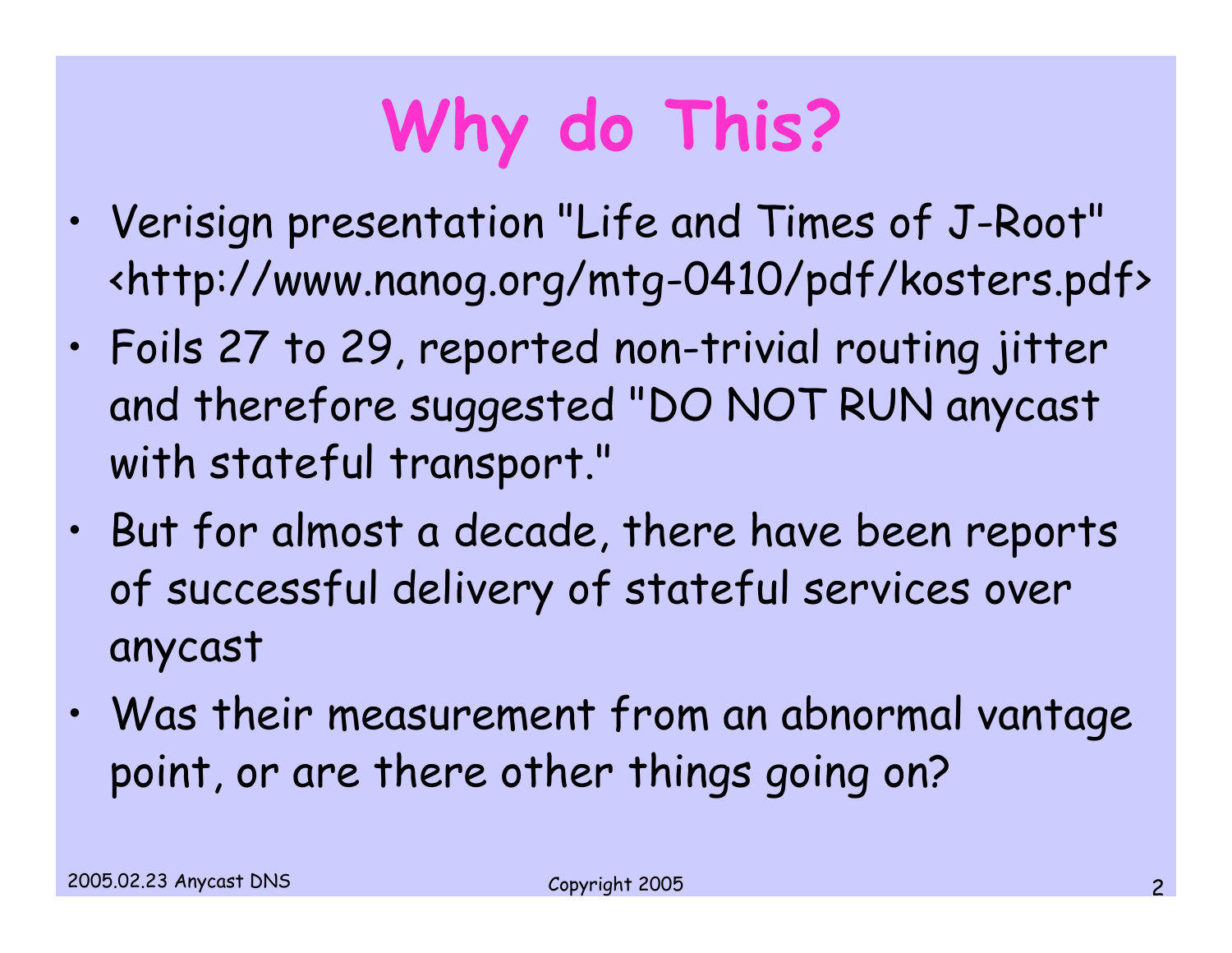# Why do This?

- Verisign presentation "Life and Times of J-Root" <http://www.nanog.org/mtg-0410/pdf/kosters.pdf>
- Foils 27 to 29, reported non-trivial routing jitter and therefore suggested "DO NOT RUN anycast with stateful transport."
- But for almost a decade, there have been reports of successful delivery of stateful services over anycast
- Was their measurement from an abnormal vantage point, or are there other things going on?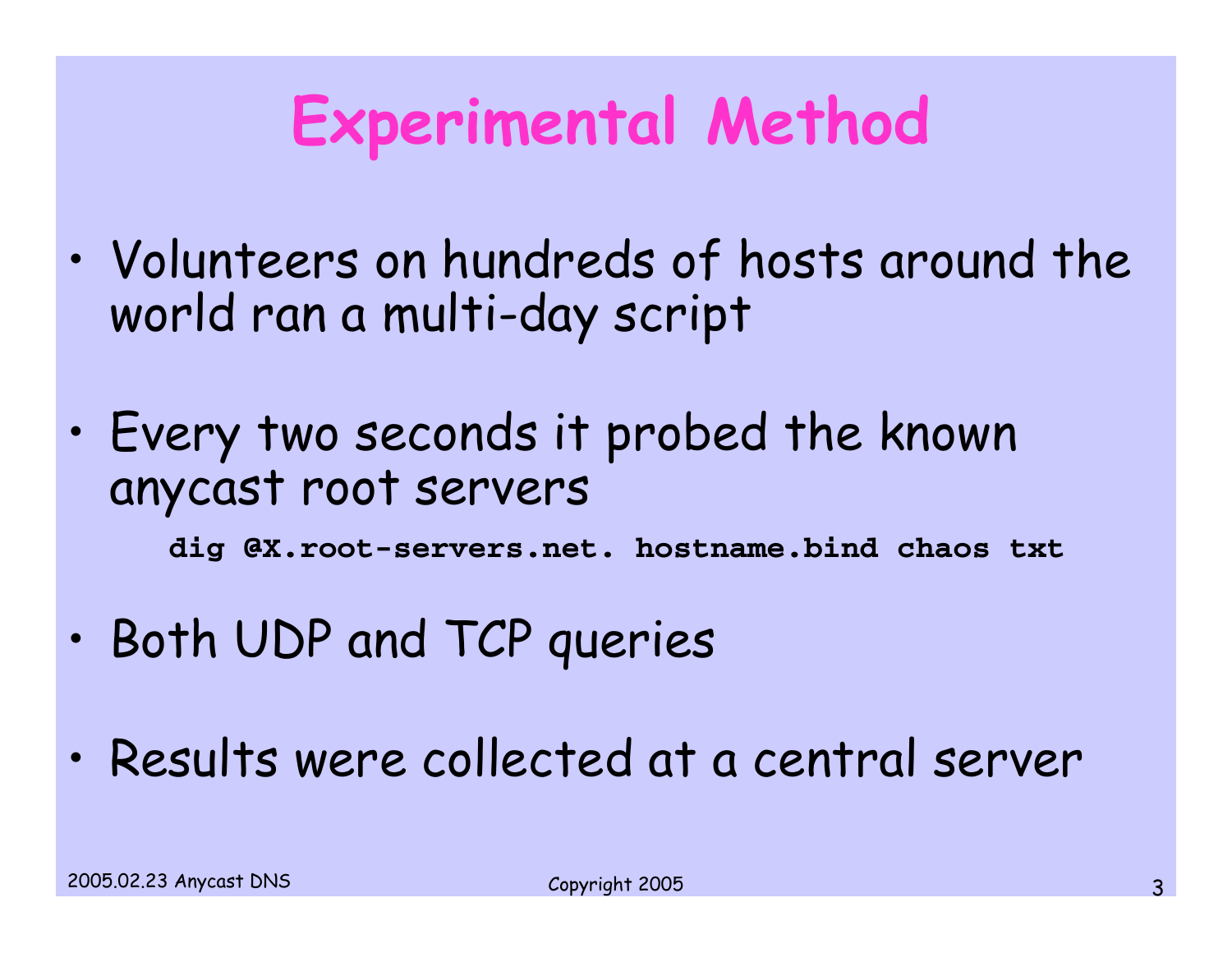# Experimental Method

- Volunteers on hundreds of hosts around the world ran a multi-day script
- Every two seconds it probed the known anycast root servers

```
dig @X.root-servers.net. hostname.bind chaos txt
```

- Both UDP and TCP queries
- Results were collected at a central server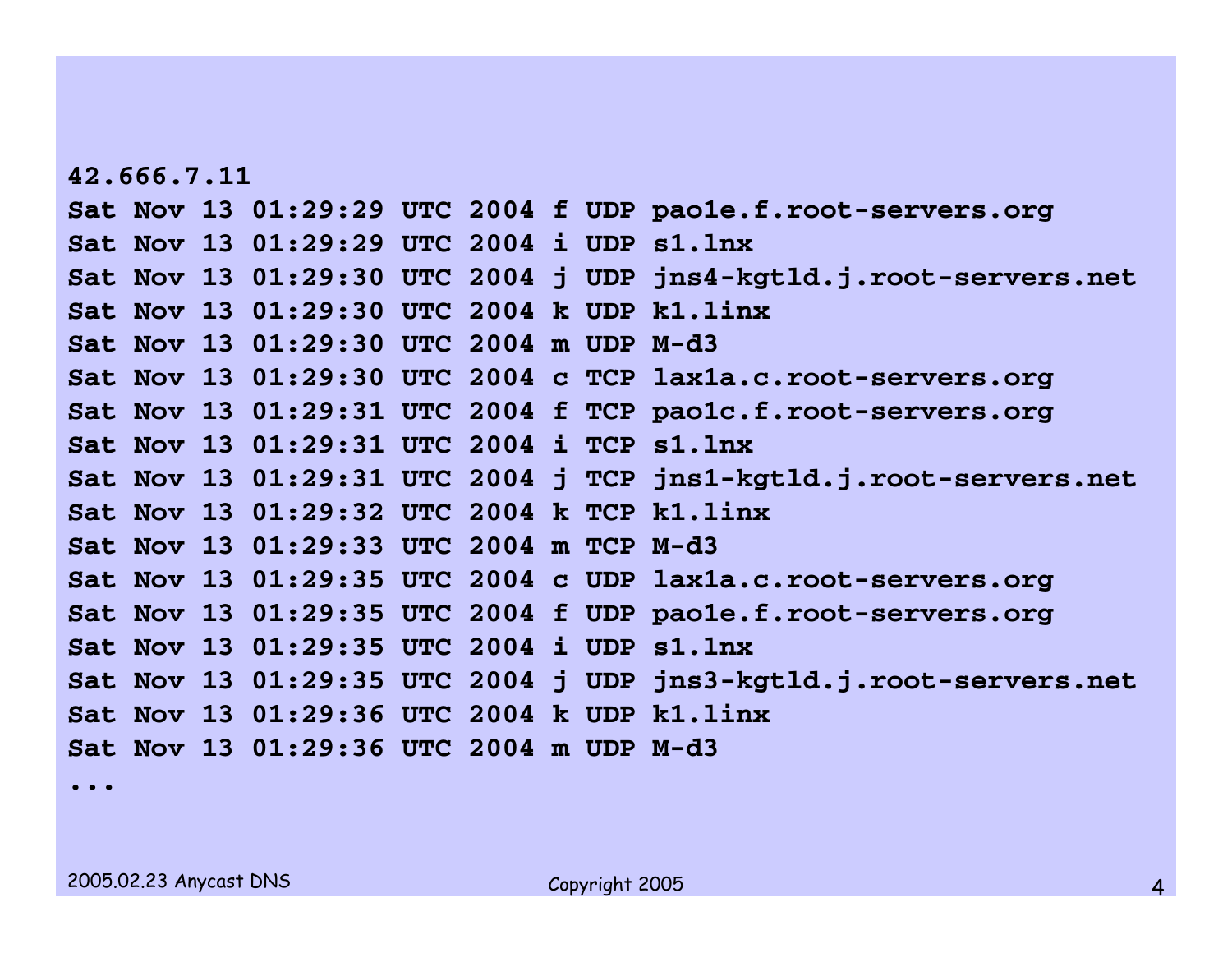```
42.666.7.11
Sat Nov 13 01:29:29 UTC 2004 f UDP pao1e.f.root-servers.org
Sat Nov 13 01:29:29 UTC 2004 i UDP s1.lnx
Sat Nov 13 01:29:30 UTC 2004 j UDP jns4-kgtld.j.root-servers.net
Sat Nov 13 01:29:30 UTC 2004 k UDP k1.linx
Sat Nov 13 01:29:30 UTC 2004 m UDP M-d3
Sat Nov 13 01:29:30 UTC 2004 c TCP lax1a.c.root-servers.org
Sat Nov 13 01:29:31 UTC 2004 f TCP pao1c.f.root-servers.org
Sat Nov 13 01:29:31 UTC 2004 i TCP s1.lnx
Sat Nov 13 01:29:31 UTC 2004 j TCP jns1-kgtld.j.root-servers.net
Sat Nov 13 01:29:32 UTC 2004 k TCP k1.linx
Sat Nov 13 01:29:33 UTC 2004 m TCP M-d3
Sat Nov 13 01:29:35 UTC 2004 c UDP lax1a.c.root-servers.org
Sat Nov 13 01:29:35 UTC 2004 f UDP pao1e.f.root-servers.org
Sat Nov 13 01:29:35 UTC 2004 i UDP s1.lnx
Sat Nov 13 01:29:35 UTC 2004 j UDP jns3-kgtld.j.root-servers.net
Sat Nov 13 01:29:36 UTC 2004 k UDP k1.linx
Sat Nov 13 01:29:36 UTC 2004 m UDP M-d3
...
```

2005.02.23 Anycast DNS

Copyright 2005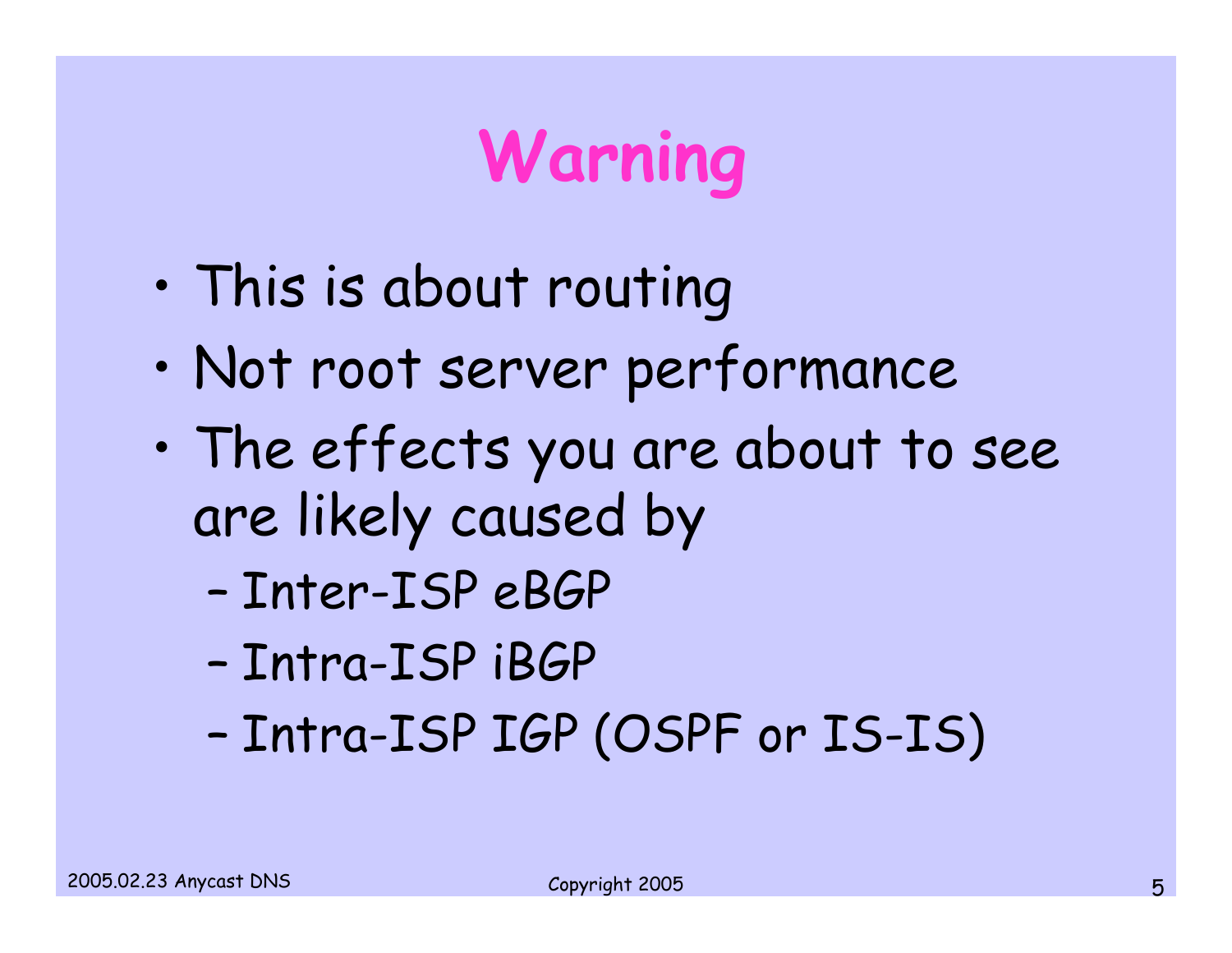# Warning

- This is about routing
- Not root server performance
- The effects you are about to see are likely caused by
  - Inter-ISP eBGP
  - Intra-ISP iBGP
  - Intra-ISP IGP (OSPF or IS-IS)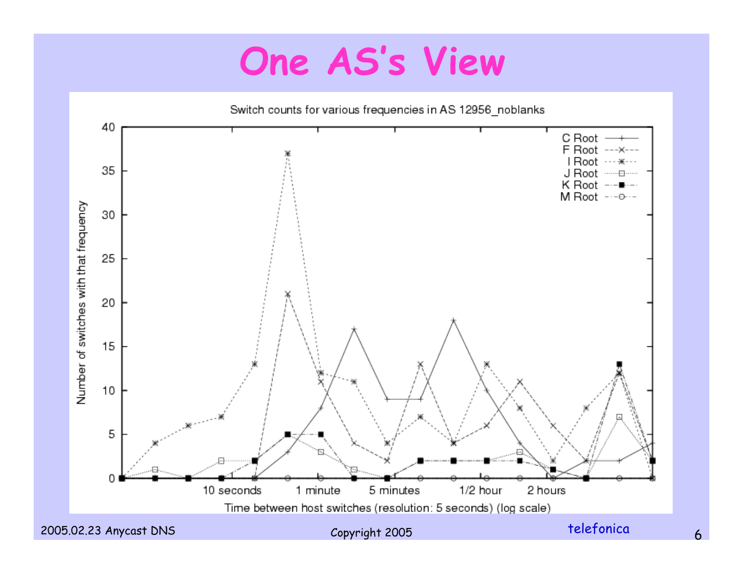# One AS's View

Switch counts for various frequencies in AS 12956_noblanks

Legend: C Root, F Root, I Root, J Root, K Root, M Root

Y-axis: Number of switches with that frequency (0–40)

X-axis: Time between host switches (resolution: 5 seconds) (log scale) — 10 seconds, 1 minute, 5 minutes, 1/2 hour, 2 hours

2005.02.23 Anycast DNS

Copyright 2005

telefonica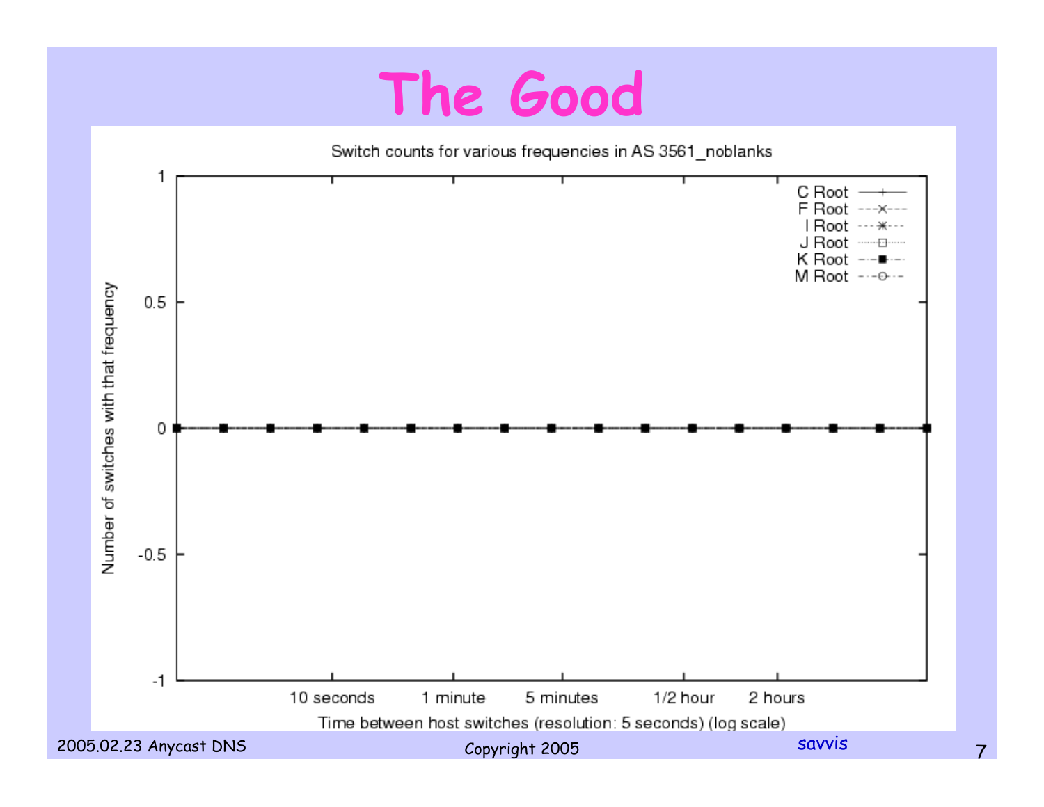# The Good

Switch counts for various frequencies in AS 3561_noblanks

| Legend |
|---|
| C Root |
| F Root |
| I Root |
| J Root |
| K Root |
| M Root |

Number of switches with that frequency: 1, 0.5, 0, -0.5, -1

Time between host switches (resolution: 5 seconds) (log scale): 10 seconds, 1 minute, 5 minutes, 1/2 hour, 2 hours

2005.02.23 Anycast DNS

Copyright 2005

savvis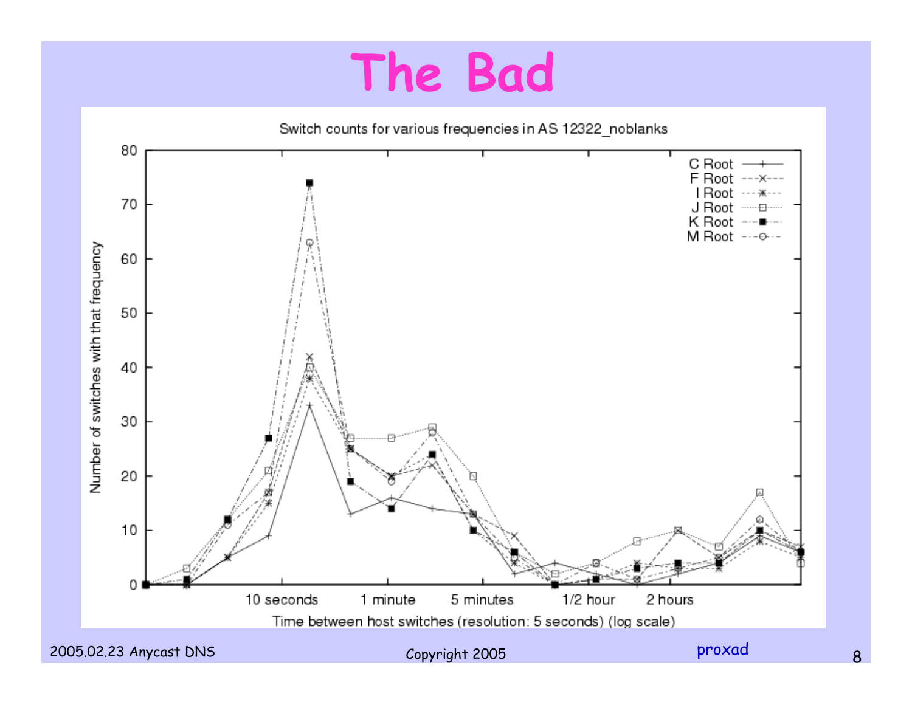# The Bad

Switch counts for various frequencies in AS 12322_noblanks

Legend: C Root, F Root, I Root, J Root, K Root, M Root

Y-axis: Number of switches with that frequency (0–80)

X-axis: Time between host switches (resolution: 5 seconds) (log scale) — 10 seconds, 1 minute, 5 minutes, 1/2 hour, 2 hours

2005.02.23 Anycast DNS

Copyright 2005

proxad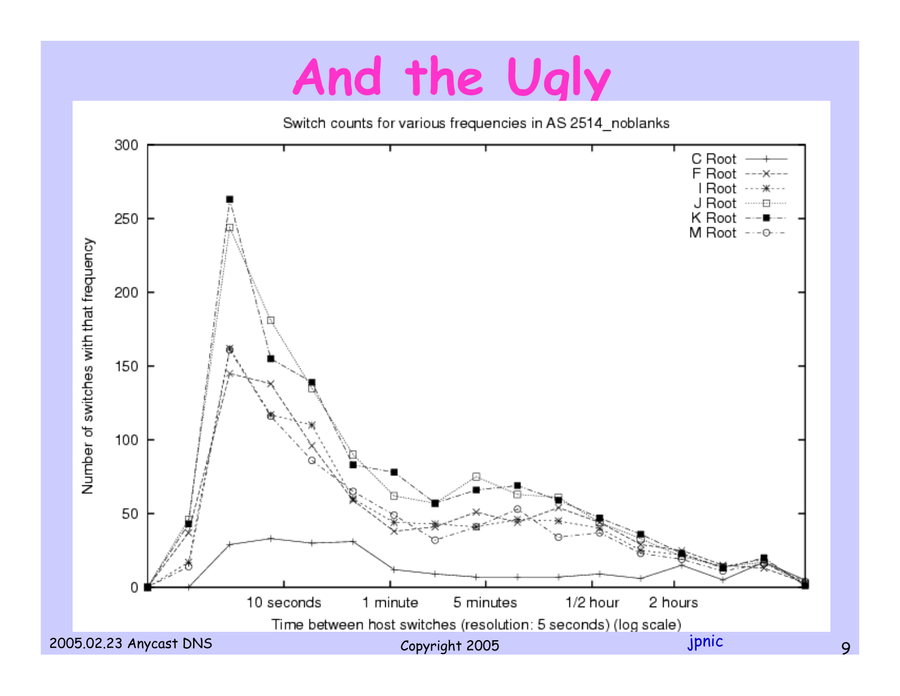# And the Ugly

Switch counts for various frequencies in AS 2514_noblanks

Legend: C Root, F Root, I Root, J Root, K Root, M Root

Y-axis: Number of switches with that frequency (0, 50, 100, 150, 200, 250, 300)

X-axis: Time between host switches (resolution: 5 seconds) (log scale) — 10 seconds, 1 minute, 5 minutes, 1/2 hour, 2 hours

2005.02.23 Anycast DNS

Copyright 2005

jpnic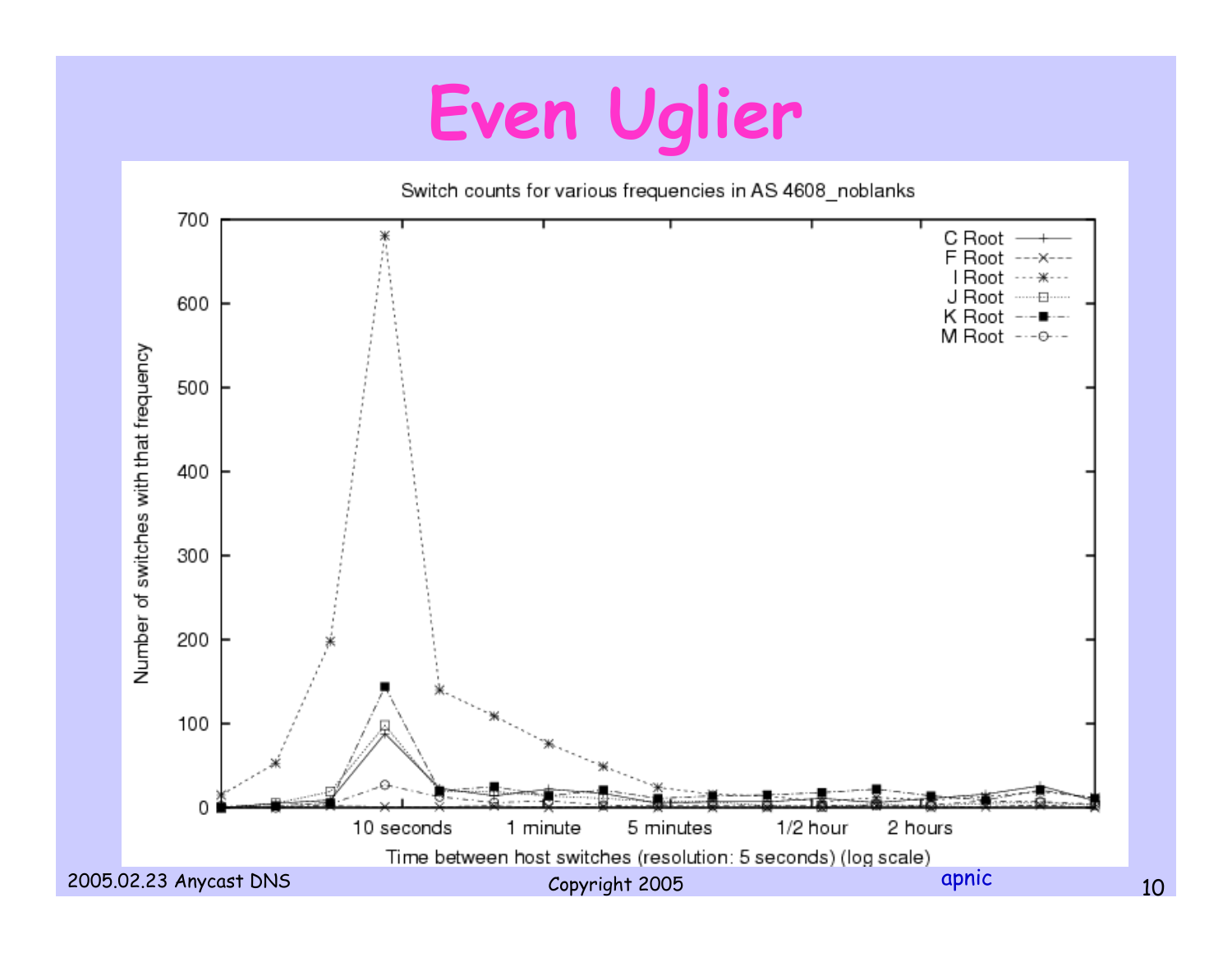# Even Uglier

Switch counts for various frequencies in AS 4608_noblanks

Number of switches with that frequency

Time between host switches (resolution: 5 seconds) (log scale)

- C Root
- F Root
- I Root
- J Root
- K Root
- M Root

2005.02.23 Anycast DNS

Copyright 2005

apnic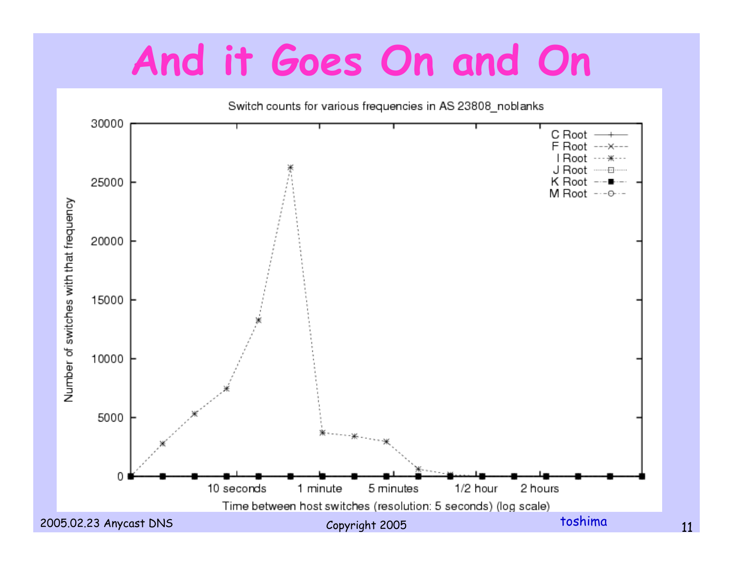# And it Goes On and On

Switch counts for various frequencies in AS 23808_noblanks

| | C Root | F Root | I Root | J Root | K Root | M Root |
|---|---|---|---|---|---|---|

Number of switches with that frequency: 0, 5000, 10000, 15000, 20000, 25000, 30000

Time between host switches (resolution: 5 seconds) (log scale): 10 seconds, 1 minute, 5 minutes, 1/2 hour, 2 hours

2005.02.23 Anycast DNS

Copyright 2005

toshima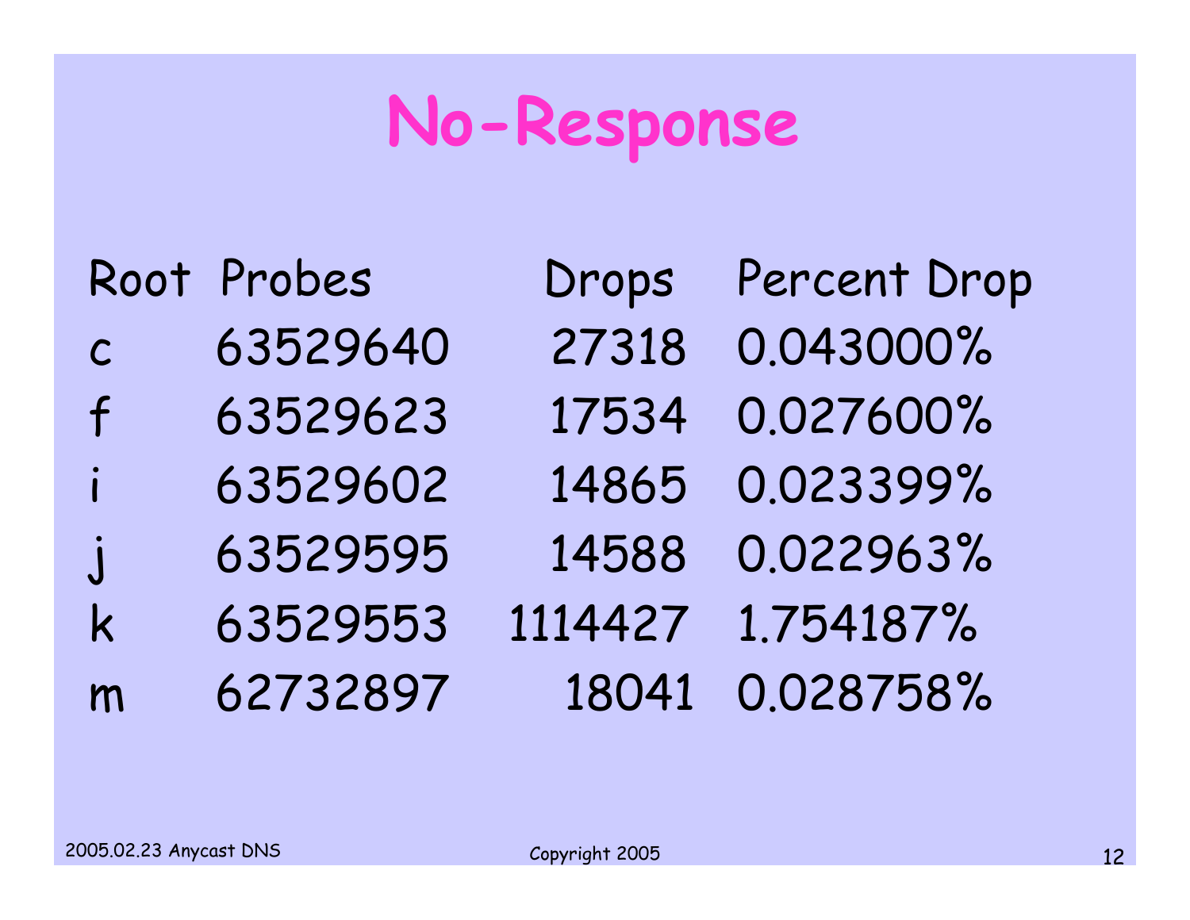# No-Response

| Root | Probes | Drops | Percent Drop |
|---|---|---|---|
| c | 63529640 | 27318 | 0.043000% |
| f | 63529623 | 17534 | 0.027600% |
| i | 63529602 | 14865 | 0.023399% |
| j | 63529595 | 14588 | 0.022963% |
| k | 63529553 | 1114427 | 1.754187% |
| m | 62732897 | 18041 | 0.028758% |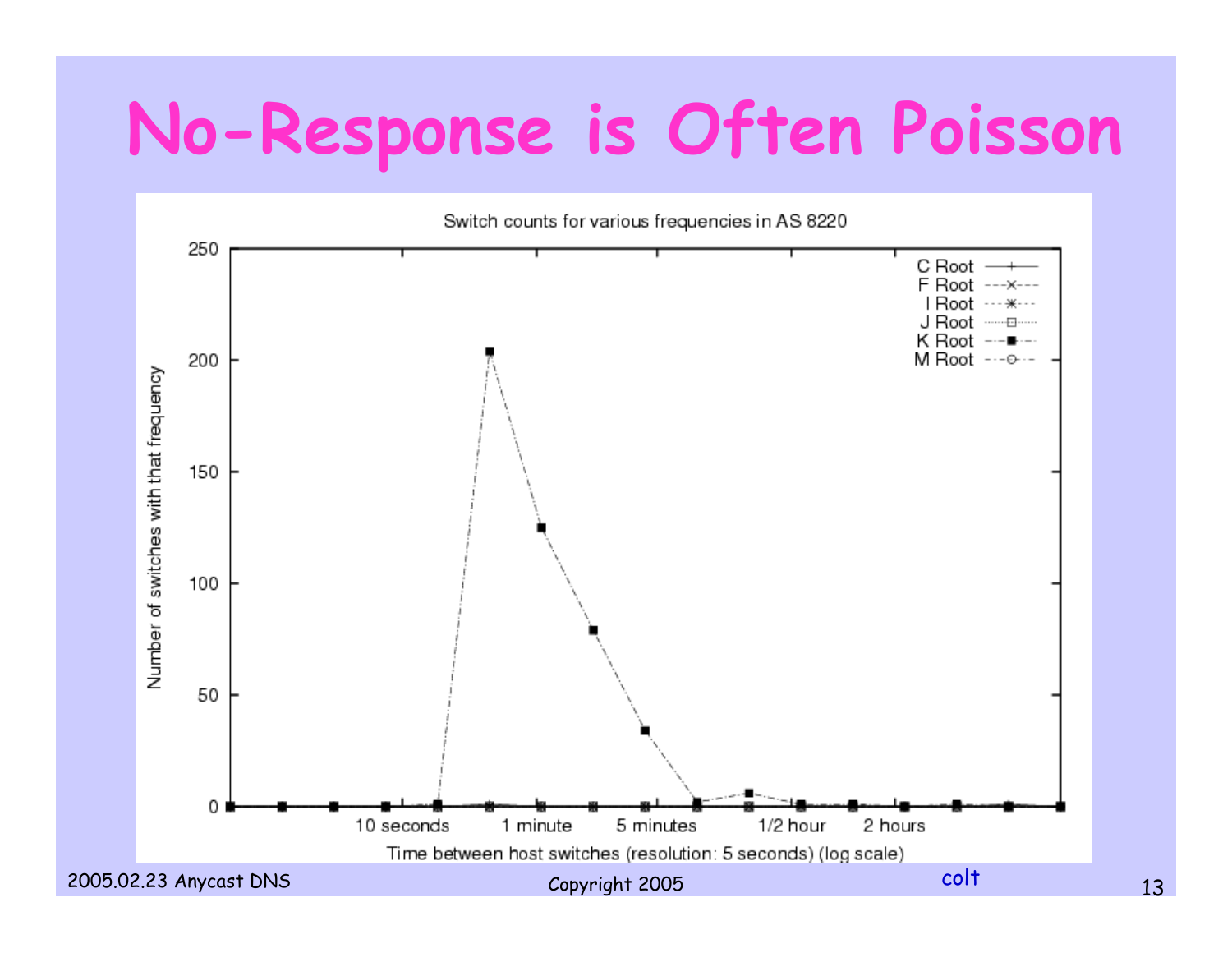# No-Response is Often Poisson

Switch counts for various frequencies in AS 8220

- C Root
- F Root
- I Root
- J Root
- K Root
- M Root

Number of switches with that frequency

Time between host switches (resolution: 5 seconds) (log scale)

10 seconds | 1 minute | 5 minutes | 1/2 hour | 2 hours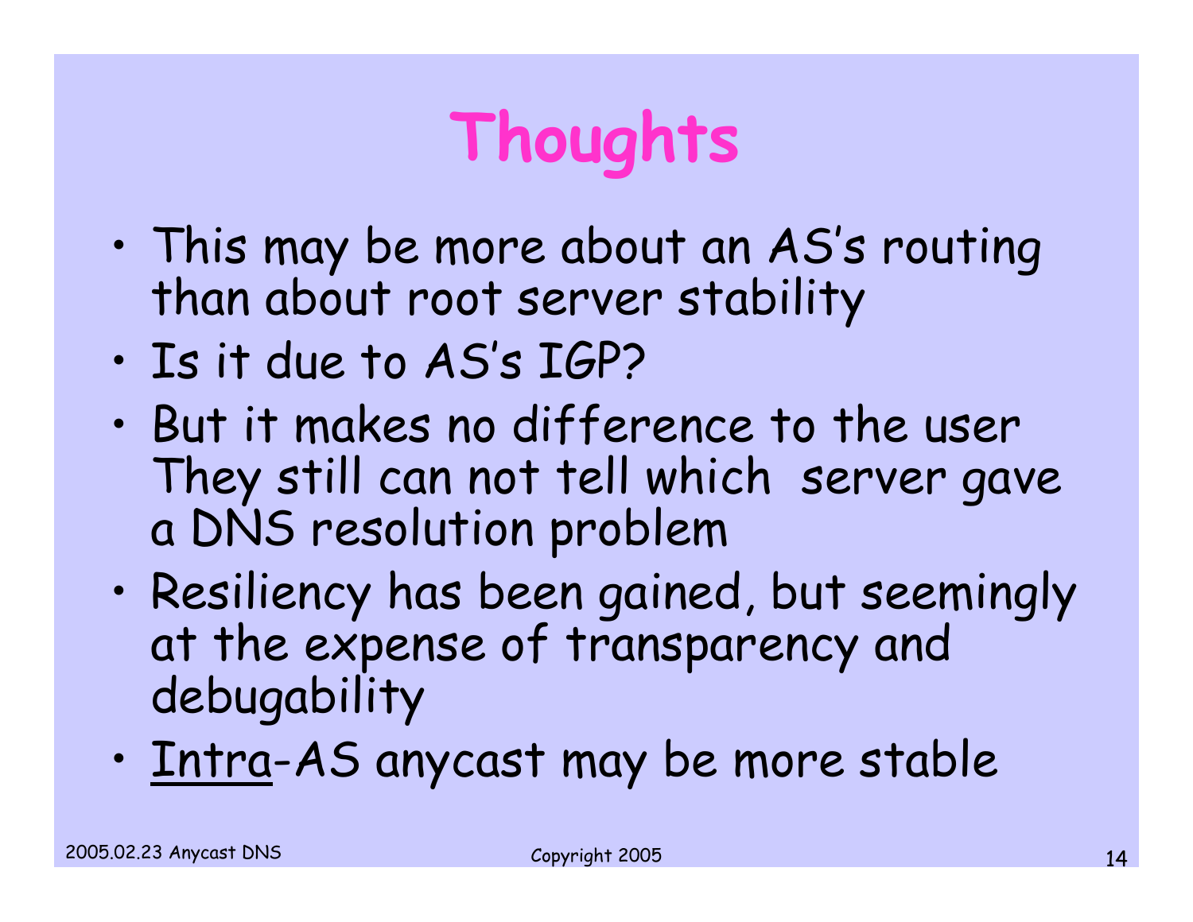# Thoughts

- This may be more about an AS's routing than about root server stability
- Is it due to AS's IGP?
- But it makes no difference to the user They still can not tell which server gave a DNS resolution problem
- Resiliency has been gained, but seemingly at the expense of transparency and debugability
- <u>Intra</u>-AS anycast may be more stable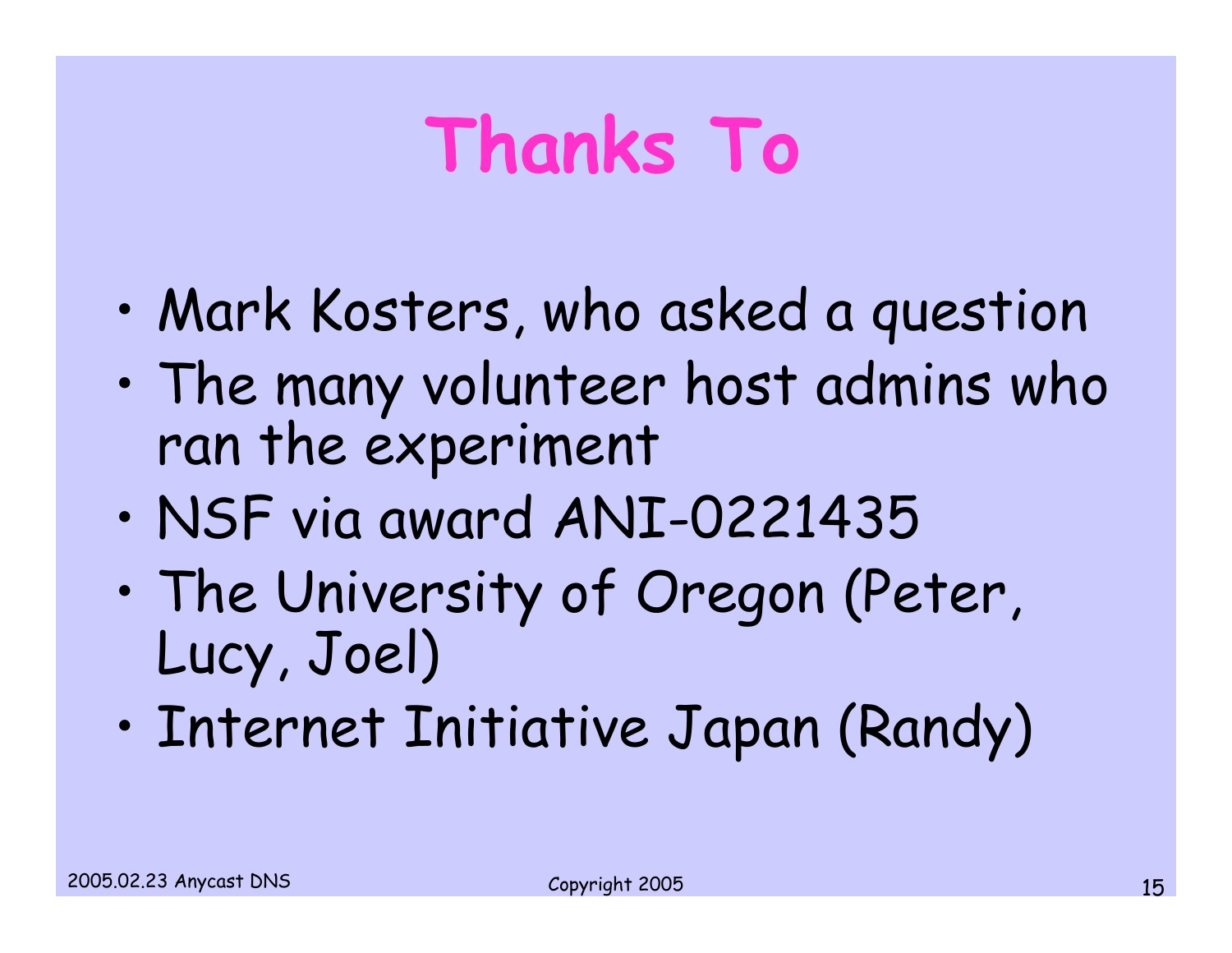# Thanks To

- Mark Kosters, who asked a question
- The many volunteer host admins who ran the experiment
- NSF via award ANI-0221435
- The University of Oregon (Peter, Lucy, Joel)
- Internet Initiative Japan (Randy)